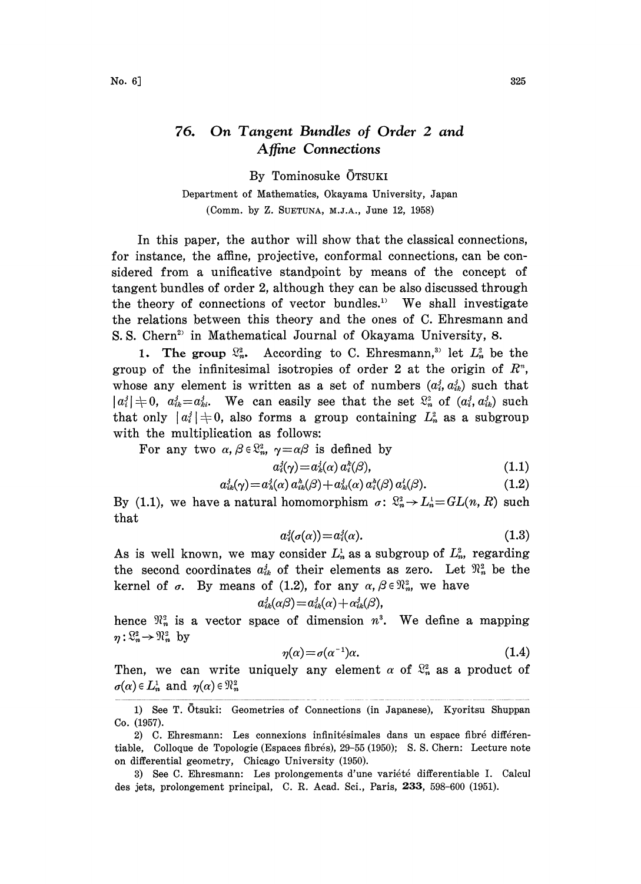# 76. On Tangent Bundles of Order 2 and Affine Connections

By Tominosuke ŌTSUKI

Department of Mathematics, Okayama University, Japan

(Comm. by Z. SUETUNA, M.J.A., June 12, 1958)

In this paper, the author will show that the classical connections, for instance, the affine, projective, conformal connections, can be considered from a unificative standpoint by means of the concept of tangent bundles of order 2, although they can be also discussed through the theory of connections of vector bundles.[1] We shall investigate the relations between this theory and the ones of C. Ehresmann and S. S. Chern[2] in Mathematical Journal of Okayama University, 8.

**1. The group $\mathfrak{L}_n^2$.** According to C. Ehresmann,[3] let $L_n^2$ be the group of the infinitesimal isotropies of order 2 at the origin of $R^n$, whose any element is written as a set of numbers $(a_i^j, a_{ik}^j)$ such that $|a_i^j| \neq 0$, $a_{ik}^j = a_{ki}^j$. We can easily see that the set $\mathfrak{L}_n^2$ of $(a_i^j, a_{ik}^j)$ such that only $|a_i^j| \neq 0$, also forms a group containing $L_n^2$ as a subgroup with the multiplication as follows:

For any two $\alpha, \beta \in \mathfrak{L}_n^2$, $\gamma = \alpha\beta$ is defined by

$$a_i^j(\gamma) = a_k^j(\alpha)\, a_i^k(\beta), \tag{1.1}$$

$$a_{ik}^j(\gamma) = a_h^j(\alpha)\, a_{ik}^h(\beta) + a_{hl}^j(\alpha)\, a_i^h(\beta)\, a_k^l(\beta). \tag{1.2}$$

By (1.1), we have a natural homomorphism $\sigma\colon \mathfrak{L}_n^2 \to L_n^1 = GL(n, R)$ such that

$$a_i^j(\sigma(\alpha)) = a_i^j(\alpha). \tag{1.3}$$

As is well known, we may consider $L_n^1$ as a subgroup of $L_n^2$, regarding the second coordinates $a_{ik}^j$ of their elements as zero. Let $\mathfrak{N}_n^2$ be the kernel of $\sigma$. By means of (1.2), for any $\alpha, \beta \in \mathfrak{N}_n^2$, we have

$$a_{ik}^j(\alpha\beta) = a_{ik}^j(\alpha) + a_{ik}^j(\beta),$$

hence $\mathfrak{N}_n^2$ is a vector space of dimension $n^3$. We define a mapping $\eta\colon \mathfrak{L}_n^2 \to \mathfrak{N}_n^2$ by

$$\eta(\alpha) = \sigma(\alpha^{-1})\alpha. \tag{1.4}$$

Then, we can write uniquely any element $\alpha$ of $\mathfrak{L}_n^2$ as a product of $\sigma(\alpha) \in L_n^1$ and $\eta(\alpha) \in \mathfrak{N}_n^2$

---

1) See T. Ōtsuki: Geometries of Connections (in Japanese), Kyoritsu Shuppan Co. (1957).

2) C. Ehresmann: Les connexions infinitésimales dans un espace fibré différentiable, Colloque de Topologie (Espaces fibrés), 29–55 (1950); S. S. Chern: Lecture note on differential geometry, Chicago University (1950).

3) See C. Ehresmann: Les prolongements d'une variété differentiable I. Calcul des jets, prolongement principal, C. R. Acad. Sci., Paris, **233**, 598–600 (1951).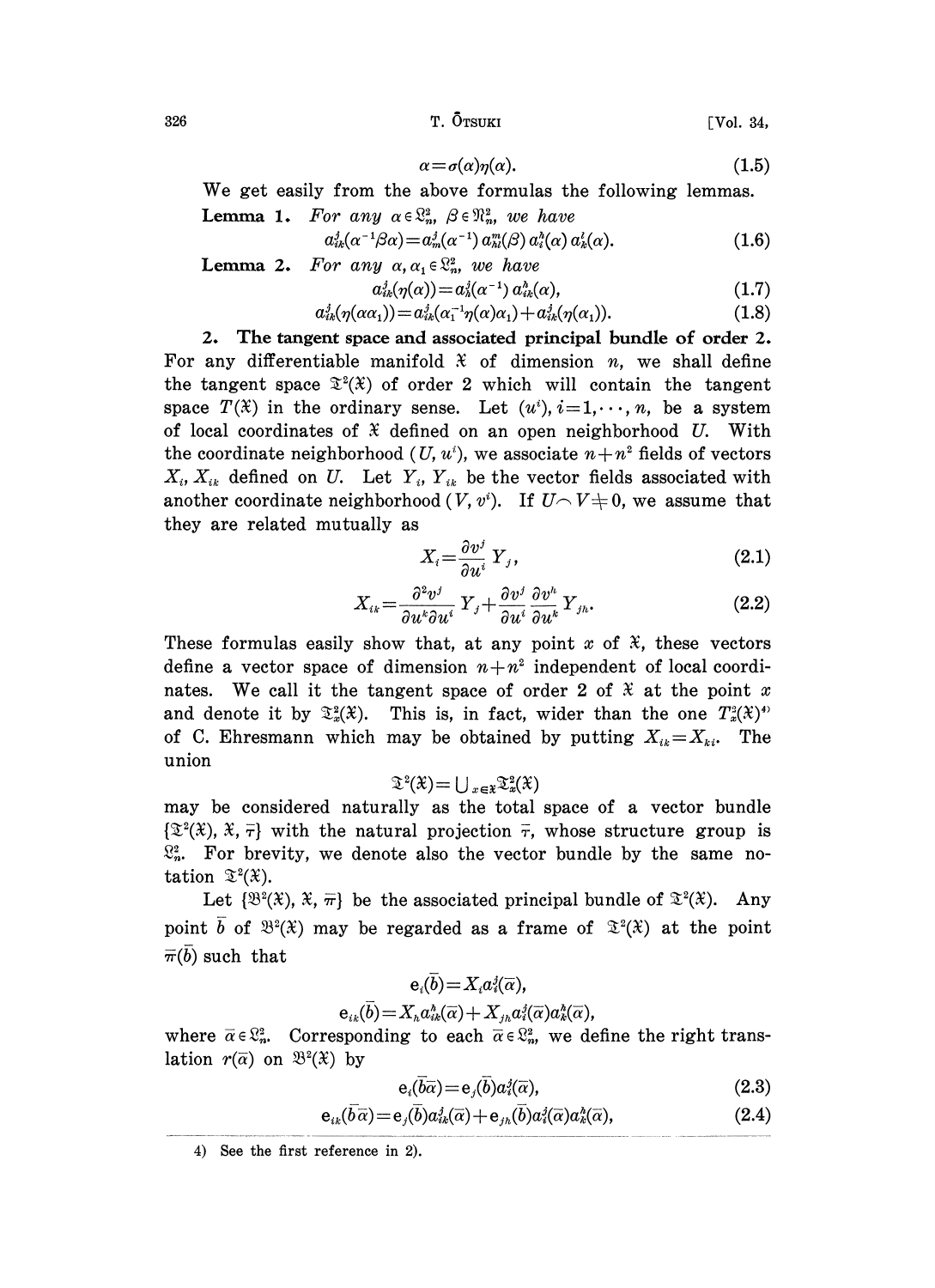$$\alpha = \sigma(\alpha)\eta(\alpha). \tag{1.5}$$

We get easily from the above formulas the following lemmas.

**Lemma 1.** *For any $\alpha \in \mathfrak{L}_n^2$, $\beta \in \mathfrak{N}_n^2$, we have*

$$a_{ik}^j(\alpha^{-1}\beta\alpha) = a_m^j(\alpha^{-1})\, a_{hl}^m(\beta)\, a_i^h(\alpha)\, a_k^l(\alpha). \tag{1.6}$$

**Lemma 2.** *For any $\alpha, \alpha_1 \in \mathfrak{L}_n^2$, we have*

$$a_{ik}^j(\eta(\alpha)) = a_h^j(\alpha^{-1})\, a_{ik}^h(\alpha), \tag{1.7}$$

$$a_{ik}^j(\eta(\alpha\alpha_1)) = a_{ik}^j(\alpha_1^{-1}\eta(\alpha)\alpha_1) + a_{ik}^j(\eta(\alpha_1)). \tag{1.8}$$

**2. The tangent space and associated principal bundle of order 2.** For any differentiable manifold $\mathfrak{X}$ of dimension $n$, we shall define the tangent space $\mathfrak{T}^2(\mathfrak{X})$ of order 2 which will contain the tangent space $T(\mathfrak{X})$ in the ordinary sense. Let $(u^i)$, $i = 1, \cdots, n$, be a system of local coordinates of $\mathfrak{X}$ defined on an open neighborhood $U$. With the coordinate neighborhood $(U, u^i)$, we associate $n + n^2$ fields of vectors $X_i$, $X_{ik}$ defined on $U$. Let $Y_i$, $Y_{ik}$ be the vector fields associated with another coordinate neighborhood $(V, v^i)$. If $U \frown V \neq 0$, we assume that they are related mutually as

$$X_i = \frac{\partial v^j}{\partial u^i} Y_j, \tag{2.1}$$

$$X_{ik} = \frac{\partial^2 v^j}{\partial u^k \partial u^i} Y_j + \frac{\partial v^j}{\partial u^i} \frac{\partial v^h}{\partial u^k} Y_{jh}. \tag{2.2}$$

These formulas easily show that, at any point $x$ of $\mathfrak{X}$, these vectors define a vector space of dimension $n + n^2$ independent of local coordinates. We call it the tangent space of order 2 of $\mathfrak{X}$ at the point $x$ and denote it by $\mathfrak{T}_x^2(\mathfrak{X})$. This is, in fact, wider than the one $T_x^2(\mathfrak{X})$[4] of C. Ehresmann which may be obtained by putting $X_{ik} = X_{ki}$. The union

$$\mathfrak{T}^2(\mathfrak{X}) = \bigcup_{x \in \mathfrak{X}} \mathfrak{T}_x^2(\mathfrak{X})$$

may be considered naturally as the total space of a vector bundle $\{\mathfrak{T}^2(\mathfrak{X}), \mathfrak{X}, \bar{\tau}\}$ with the natural projection $\bar{\tau}$, whose structure group is $\mathfrak{L}_n^2$. For brevity, we denote also the vector bundle by the same notation $\mathfrak{T}^2(\mathfrak{X})$.

Let $\{\mathfrak{B}^2(\mathfrak{X}), \mathfrak{X}, \bar{\pi}\}$ be the associated principal bundle of $\mathfrak{T}^2(\mathfrak{X})$. Any point $\bar{b}$ of $\mathfrak{B}^2(\mathfrak{X})$ may be regarded as a frame of $\mathfrak{T}^2(\mathfrak{X})$ at the point $\bar{\pi}(\bar{b})$ such that

$$\mathrm{e}_i(\bar{b}) = X_j a_i^j(\bar{\alpha}),$$

$$\mathrm{e}_{ik}(\bar{b}) = X_h a_{ik}^h(\bar{\alpha}) + X_{jh} a_i^j(\bar{\alpha}) a_k^h(\bar{\alpha}),$$

where $\bar{\alpha} \in \mathfrak{L}_n^2$. Corresponding to each $\bar{\alpha} \in \mathfrak{L}_n^2$, we define the right translation $r(\bar{\alpha})$ on $\mathfrak{B}^2(\mathfrak{X})$ by

$$\mathrm{e}_i(\bar{b}\bar{\alpha}) = \mathrm{e}_j(\bar{b}) a_i^j(\bar{\alpha}), \tag{2.3}$$

$$\mathrm{e}_{ik}(\bar{b}\bar{\alpha}) = \mathrm{e}_j(\bar{b}) a_{ik}^j(\bar{\alpha}) + \mathrm{e}_{jh}(\bar{b}) a_i^j(\bar{\alpha}) a_k^h(\bar{\alpha}), \tag{2.4}$$

---

4) See the first reference in 2).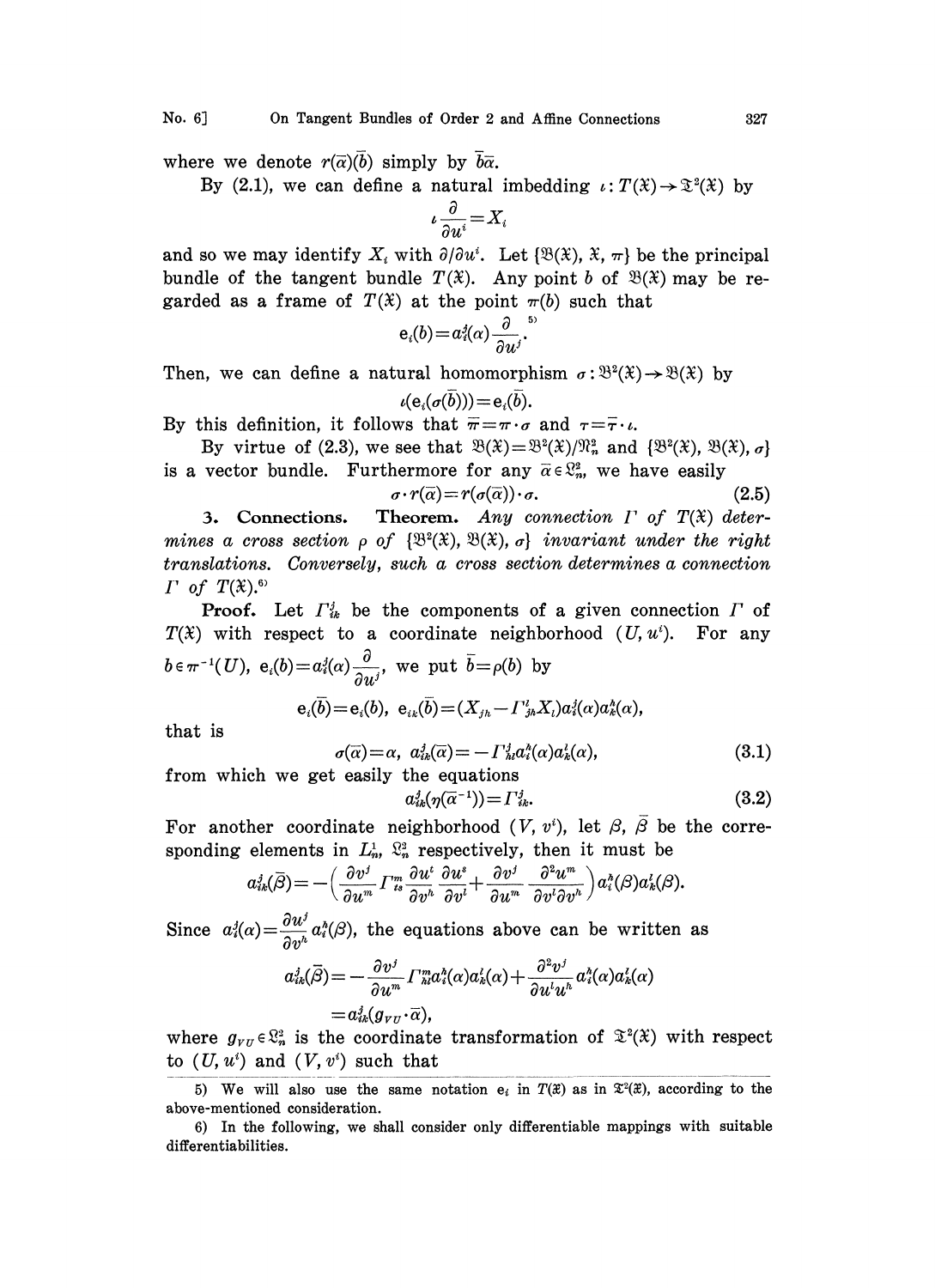where we denote $r(\bar{\alpha})(\bar{b})$ simply by $\bar{b}\bar{\alpha}$.

By (2.1), we can define a natural imbedding $\iota: T(\mathfrak{X}) \to \mathfrak{T}^2(\mathfrak{X})$ by

$$\iota \frac{\partial}{\partial u^i} = X_i$$

and so we may identify $X_i$ with $\partial/\partial u^i$. Let $\{\mathfrak{B}(\mathfrak{X}), \mathfrak{X}, \pi\}$ be the principal bundle of the tangent bundle $T(\mathfrak{X})$. Any point $b$ of $\mathfrak{B}(\mathfrak{X})$ may be regarded as a frame of $T(\mathfrak{X})$ at the point $\pi(b)$ such that

$$\mathrm{e}_i(b) = a_i^j(\alpha) \frac{\partial}{\partial u^j}.^{5)}$$

Then, we can define a natural homomorphism $\sigma: \mathfrak{B}^2(\mathfrak{X}) \to \mathfrak{B}(\mathfrak{X})$ by

$$\iota(\mathrm{e}_i(\sigma(\bar{b}))) = \mathrm{e}_i(\bar{b}).$$

By this definition, it follows that $\bar{\pi} = \pi \cdot \sigma$ and $\tau = \bar{\tau} \cdot \iota$.

By virtue of (2.3), we see that $\mathfrak{B}(\mathfrak{X}) = \mathfrak{B}^2(\mathfrak{X})/\mathfrak{N}_n^2$ and $\{\mathfrak{B}^2(\mathfrak{X}), \mathfrak{B}(\mathfrak{X}), \sigma\}$ is a vector bundle. Furthermore for any $\bar{\alpha} \in \mathfrak{L}_n^2$, we have easily

$$\sigma \cdot r(\bar{\alpha}) = r(\sigma(\bar{\alpha})) \cdot \sigma. \tag{2.5}$$

**3. Connections.** **Theorem.** *Any connection $\Gamma$ of $T(\mathfrak{X})$ determines a cross section $\rho$ of $\{\mathfrak{B}^2(\mathfrak{X}), \mathfrak{B}(\mathfrak{X}), \sigma\}$ invariant under the right translations. Conversely, such a cross section determines a connection $\Gamma$ of $T(\mathfrak{X})$.*[6]

**Proof.** Let $\Gamma_{ik}^j$ be the components of a given connection $\Gamma$ of $T(\mathfrak{X})$ with respect to a coordinate neighborhood $(U, u^i)$. For any $b \in \pi^{-1}(U)$, $\mathrm{e}_i(b) = a_i^j(\alpha)\dfrac{\partial}{\partial u^j}$, we put $\bar{b} = \rho(b)$ by

$$\mathrm{e}_i(\bar{b}) = \mathrm{e}_i(b), \quad \mathrm{e}_{ik}(\bar{b}) = (X_{jh} - \Gamma_{jh}^l X_l) a_i^j(\alpha) a_k^h(\alpha),$$

that is

$$\sigma(\bar{\alpha}) = \alpha, \quad a_{ik}^j(\bar{\alpha}) = -\Gamma_{hl}^j a_i^h(\alpha) a_k^l(\alpha), \tag{3.1}$$

from which we get easily the equations

$$a_{ik}^j(\eta(\bar{\alpha}^{-1})) = \Gamma_{ik}^j. \tag{3.2}$$

For another coordinate neighborhood $(V, v^i)$, let $\beta$, $\bar{\beta}$ be the corresponding elements in $L_n^1$, $\mathfrak{L}_n^2$ respectively, then it must be

$$a_{ik}^j(\bar{\beta}) = -\left(\frac{\partial v^j}{\partial u^m} \Gamma_{ts}^m \frac{\partial u^t}{\partial v^h} \frac{\partial u^s}{\partial v^l} + \frac{\partial v^j}{\partial u^m} \frac{\partial^2 u^m}{\partial v^l \partial v^h}\right) a_i^h(\beta) a_k^l(\beta).$$

Since $a_i^j(\alpha) = \dfrac{\partial u^j}{\partial v^h} a_i^h(\beta)$, the equations above can be written as

$$\begin{aligned} a_{ik}^j(\bar{\beta}) &= -\frac{\partial v^j}{\partial u^m} \Gamma_{hl}^m a_i^h(\alpha) a_k^l(\alpha) + \frac{\partial^2 v^j}{\partial u^l u^h} a_i^h(\alpha) a_k^l(\alpha) \\ &= a_{ik}^j(g_{VU} \cdot \bar{\alpha}), \end{aligned}$$

where $g_{VU} \in \mathfrak{L}_n^2$ is the coordinate transformation of $\mathfrak{T}^2(\mathfrak{X})$ with respect to $(U, u^i)$ and $(V, v^i)$ such that

---

5) We will also use the same notation $\mathrm{e}_i$ in $T(\mathfrak{X})$ as in $\mathfrak{T}^2(\mathfrak{X})$, according to the above-mentioned consideration.

6) In the following, we shall consider only differentiable mappings with suitable differentiabilities.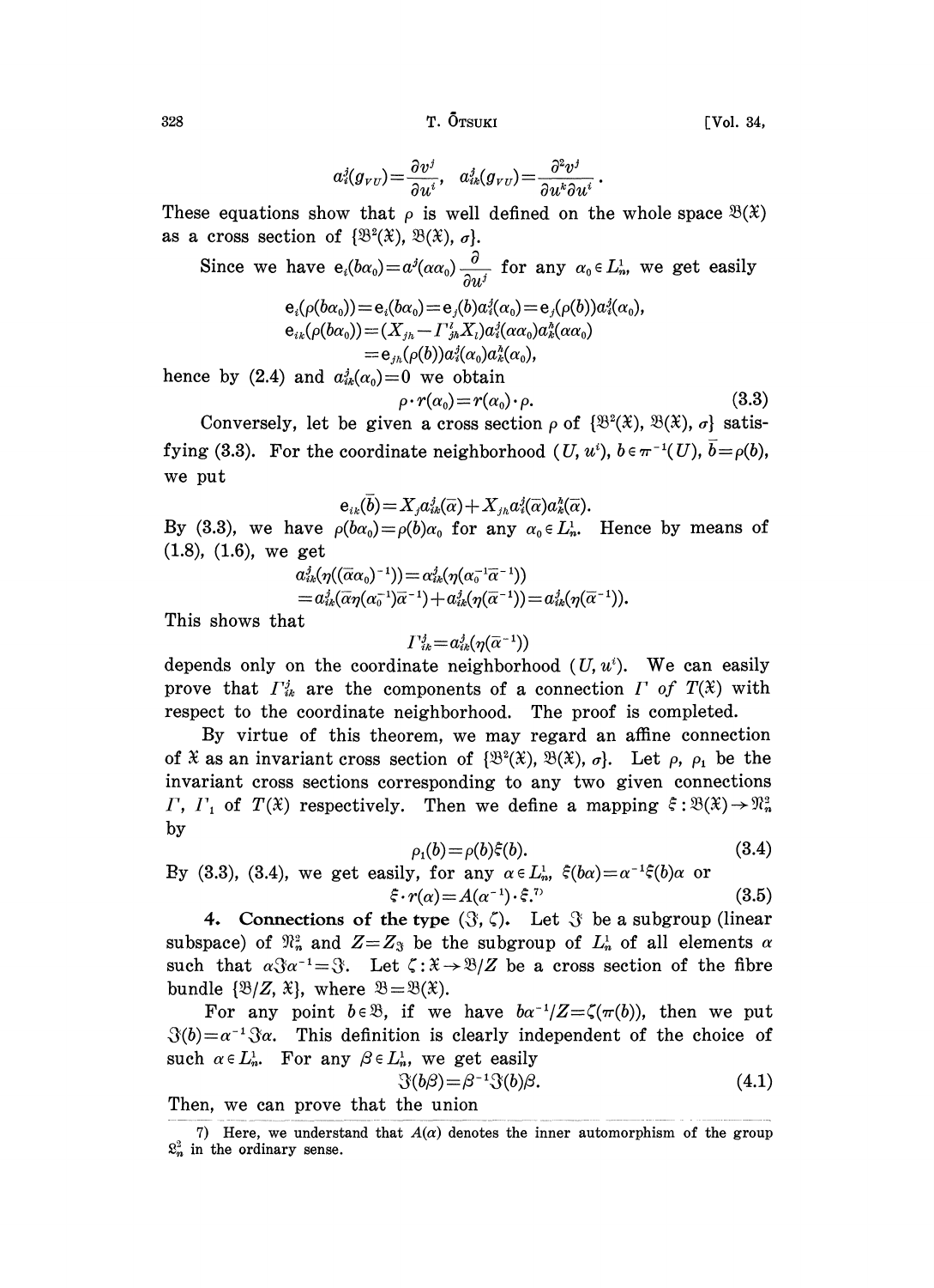$$a_i^j(g_{VU}) = \frac{\partial v^j}{\partial u^i}, \quad a_{ik}^j(g_{VU}) = \frac{\partial^2 v^j}{\partial u^k \partial u^i}.$$

These equations show that $\rho$ is well defined on the whole space $\mathfrak{B}(\mathfrak{X})$ as a cross section of $\{\mathfrak{B}^2(\mathfrak{X}), \mathfrak{B}(\mathfrak{X}), \sigma\}$.

Since we have $\mathrm{e}_i(b\alpha_0) = a^j(\alpha\alpha_0)\dfrac{\partial}{\partial u^j}$ for any $\alpha_0 \in L_n^1$, we get easily

$$\mathrm{e}_i(\rho(b\alpha_0)) = \mathrm{e}_i(b\alpha_0) = \mathrm{e}_j(b)a_i^j(\alpha_0) = \mathrm{e}_j(\rho(b))a_i^j(\alpha_0),$$
$$\mathrm{e}_{ik}(\rho(b\alpha_0)) = (X_{jh} - \Gamma_{jh}^l X_l)a_i^j(\alpha\alpha_0)a_k^h(\alpha\alpha_0)$$
$$= \mathrm{e}_{jh}(\rho(b))a_i^j(\alpha_0)a_k^h(\alpha_0),$$

hence by (2.4) and $a_{ik}^j(\alpha_0) = 0$ we obtain

$$\rho \cdot r(\alpha_0) = r(\alpha_0) \cdot \rho. \tag{3.3}$$

Conversely, let be given a cross section $\rho$ of $\{\mathfrak{B}^2(\mathfrak{X}), \mathfrak{B}(\mathfrak{X}), \sigma\}$ satisfying (3.3). For the coordinate neighborhood $(U, u^i)$, $b \in \pi^{-1}(U)$, $\bar{b} = \rho(b)$, we put

$$\mathrm{e}_{ik}(\bar{b}) = X_j a_{ik}^j(\bar{\alpha}) + X_{jh} a_i^j(\bar{\alpha}) a_k^h(\bar{\alpha}).$$

By (3.3), we have $\rho(b\alpha_0) = \rho(b)\alpha_0$ for any $\alpha_0 \in L_n^1$. Hence by means of (1.8), (1.6), we get

$$a_{ik}^j(\eta((\bar{\alpha}\alpha_0)^{-1})) = \alpha_{ik}^j(\eta(\alpha_0^{-1}\bar{\alpha}^{-1}))$$
$$= a_{ik}^j(\bar{\alpha}\eta(\alpha_0^{-1})\bar{\alpha}^{-1}) + a_{ik}^j(\eta(\bar{\alpha}^{-1})) = a_{ik}^j(\eta(\bar{\alpha}^{-1})).$$

This shows that

$$\Gamma_{ik}^j = a_{ik}^j(\eta(\bar{\alpha}^{-1}))$$

depends only on the coordinate neighborhood $(U, u^i)$. We can easily prove that $\Gamma_{ik}^j$ are the components of a connection $\Gamma$ *of* $T(\mathfrak{X})$ with respect to the coordinate neighborhood. The proof is completed.

By virtue of this theorem, we may regard an affine connection of $\mathfrak{X}$ as an invariant cross section of $\{\mathfrak{B}^2(\mathfrak{X}), \mathfrak{B}(\mathfrak{X}), \sigma\}$. Let $\rho$, $\rho_1$ be the invariant cross sections corresponding to any two given connections $\Gamma$, $\Gamma_1$ of $T(\mathfrak{X})$ respectively. Then we define a mapping $\xi : \mathfrak{B}(\mathfrak{X}) \to \mathfrak{N}_n^2$ by

$$\rho_1(b) = \rho(b)\xi(b). \tag{3.4}$$

By (3.3), (3.4), we get easily, for any $\alpha \in L_n^1$, $\xi(b\alpha) = \alpha^{-1}\xi(b)\alpha$ or

$$\xi \cdot r(\alpha) = A(\alpha^{-1}) \cdot \xi.\text{[7]} \tag{3.5}$$

**4. Connections of the type $(\mathfrak{Z}, \zeta)$.** Let $\mathfrak{Z}$ be a subgroup (linear subspace) of $\mathfrak{N}_n^2$ and $Z = Z_{\mathfrak{Z}}$ be the subgroup of $L_n^1$ of all elements $\alpha$ such that $\alpha\mathfrak{Z}\alpha^{-1} = \mathfrak{Z}$. Let $\zeta : \mathfrak{X} \to \mathfrak{B}/Z$ be a cross section of the fibre bundle $\{\mathfrak{B}/Z, \mathfrak{X}\}$, where $\mathfrak{B} = \mathfrak{B}(\mathfrak{X})$.

For any point $b \in \mathfrak{B}$, if we have $b\alpha^{-1}/Z = \zeta(\pi(b))$, then we put $\mathfrak{Z}(b) = \alpha^{-1}\mathfrak{Z}\alpha$. This definition is clearly independent of the choice of such $\alpha \in L_n^1$. For any $\beta \in L_n^1$, we get easily

$$\mathfrak{Z}(b\beta) = \beta^{-1}\mathfrak{Z}(b)\beta. \tag{4.1}$$

Then, we can prove that the union

---

[7] Here, we understand that $A(\alpha)$ denotes the inner automorphism of the group $\mathfrak{L}_n^2$ in the ordinary sense.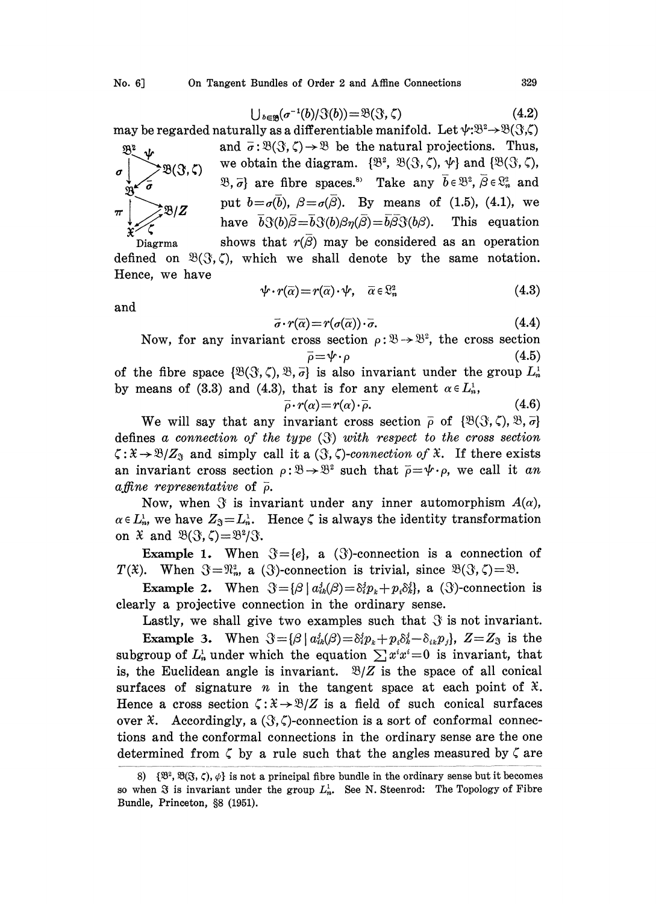$$\bigcup_{b \in \mathfrak{B}} (\sigma^{-1}(b)/\mathfrak{J}(b)) = \mathfrak{B}(\mathfrak{J}, \zeta) \tag{4.2}$$

may be regarded naturally as a differentiable manifold. Let $\psi : \mathfrak{B}^2 \to \mathfrak{B}(\mathfrak{J}, \zeta)$ and $\bar{\sigma} : \mathfrak{B}(\mathfrak{J}, \zeta) \to \mathfrak{B}$ be the natural projections. Thus, we obtain the diagram. $\{\mathfrak{B}^2, \mathfrak{B}(\mathfrak{J}, \zeta), \psi\}$ and $\{\mathfrak{B}(\mathfrak{J}, \zeta), \mathfrak{B}, \bar{\sigma}\}$ are fibre spaces.[8] Take any $\bar{b} \in \mathfrak{B}^2$, $\bar{\beta} \in \mathfrak{L}^2_n$ and put $b = \sigma(\bar{b})$, $\beta = \sigma(\bar{\beta})$. By means of (1.5), (4.1), we have $\bar{b}\mathfrak{J}(b)\bar{\beta} = \bar{b}\mathfrak{J}(b)\beta\eta(\bar{\beta}) = \bar{b}\bar{\beta}\mathfrak{J}(b\beta)$. This equation shows that $r(\bar{\beta})$ may be considered as an operation defined on $\mathfrak{B}(\mathfrak{J}, \zeta)$, which we shall denote by the same notation. Hence, we have

$$\begin{array}{ccc} \mathfrak{B}^2 & \xrightarrow{\psi} & \mathfrak{B}(\mathfrak{J},\zeta) \\ \downarrow \sigma & \swarrow \bar{\sigma} & \\ \mathfrak{B} & \longrightarrow & \mathfrak{B}/Z \\ \downarrow \pi & \swarrow \zeta & \\ \mathfrak{X} & & \end{array}$$

Diagrma

$$\psi \cdot r(\bar{\alpha}) = r(\bar{\alpha}) \cdot \psi, \quad \bar{\alpha} \in \mathfrak{L}^2_n \tag{4.3}$$

and

$$\bar{\sigma} \cdot r(\bar{\alpha}) = r(\sigma(\bar{\alpha})) \cdot \bar{\sigma}. \tag{4.4}$$

Now, for any invariant cross section $\rho : \mathfrak{B} \to \mathfrak{B}^2$, the cross section

$$\bar{\rho} = \psi \cdot \rho \tag{4.5}$$

of the fibre space $\{\mathfrak{B}(\mathfrak{J}, \zeta), \mathfrak{B}, \bar{\sigma}\}$ is also invariant under the group $L^1_n$ by means of (3.3) and (4.3), that is for any element $\alpha \in L^1_n$,

$$\bar{\rho} \cdot r(\alpha) = r(\alpha) \cdot \bar{\rho}. \tag{4.6}$$

We will say that any invariant cross section $\bar{\rho}$ of $\{\mathfrak{B}(\mathfrak{J}, \zeta), \mathfrak{B}, \bar{\sigma}\}$ defines *a connection of the type* $(\mathfrak{J})$ *with respect to the cross section* $\zeta : \mathfrak{X} \to \mathfrak{B}/Z_{\mathfrak{J}}$ and simply call it a $(\mathfrak{J}, \zeta)$*-connection of* $\mathfrak{X}$. If there exists an invariant cross section $\rho : \mathfrak{B} \to \mathfrak{B}^2$ such that $\bar{\rho} = \psi \cdot \rho$, we call it *an affine representative* of $\bar{\rho}$.

Now, when $\mathfrak{J}$ is invariant under any inner automorphism $A(\alpha)$, $\alpha \in L^1_n$, we have $Z_{\mathfrak{J}} = L^1_n$. Hence $\zeta$ is always the identity transformation on $\mathfrak{X}$ and $\mathfrak{B}(\mathfrak{J}, \zeta) = \mathfrak{B}^2/\mathfrak{J}$.

**Example 1.** When $\mathfrak{J} = \{e\}$, a $(\mathfrak{J})$-connection is a connection of $T(\mathfrak{X})$. When $\mathfrak{J} = \mathfrak{N}^2_n$, a $(\mathfrak{J})$-connection is trivial, since $\mathfrak{B}(\mathfrak{J}, \zeta) = \mathfrak{B}$.

**Example 2.** When $\mathfrak{J} = \{\beta \mid a^j_{ik}(\beta) = \delta^j_i p_k + p_i \delta^j_k\}$, a $(\mathfrak{J})$-connection is clearly a projective connection in the ordinary sense.

Lastly, we shall give two examples such that $\mathfrak{J}$ is not invariant.

**Example 3.** When $\mathfrak{J} = \{\beta \mid a^j_{ik}(\beta) = \delta^j_i p_k + p_i \delta^j_k - \delta_{ik} p_j\}$, $Z = Z_{\mathfrak{J}}$ is the subgroup of $L^1_n$ under which the equation $\sum x^i x^i = 0$ is invariant, that is, the Euclidean angle is invariant. $\mathfrak{B}/Z$ is the space of all conical surfaces of signature $n$ in the tangent space at each point of $\mathfrak{X}$. Hence a cross section $\zeta : \mathfrak{X} \to \mathfrak{B}/Z$ is a field of such conical surfaces over $\mathfrak{X}$. Accordingly, a $(\mathfrak{J}, \zeta)$-connection is a sort of conformal connections and the conformal connections in the ordinary sense are the one determined from $\zeta$ by a rule such that the angles measured by $\zeta$ are

---

8) $\{\mathfrak{B}^2, \mathfrak{B}(\mathfrak{J}, \zeta), \psi\}$ is not a principal fibre bundle in the ordinary sense but it becomes so when $\mathfrak{J}$ is invariant under the group $L^1_n$. See N. Steenrod: The Topology of Fibre Bundle, Princeton, §8 (1951).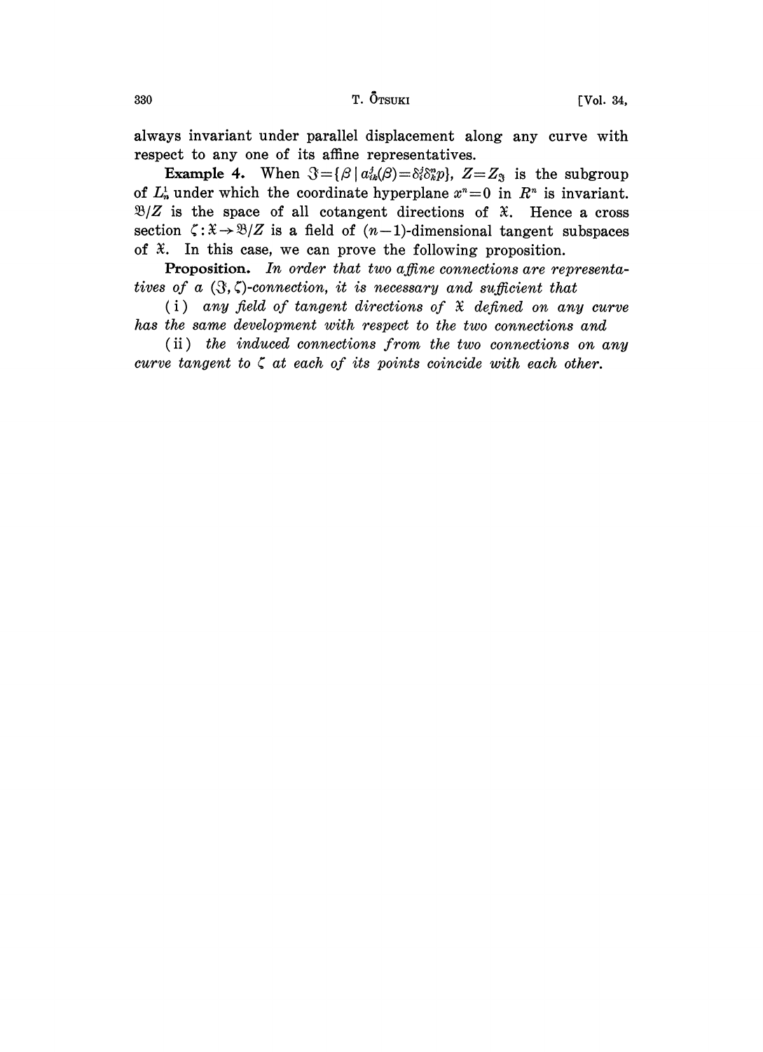always invariant under parallel displacement along any curve with respect to any one of its affine representatives.

**Example 4.** When $\mathfrak{Z}=\{\beta \mid a^j_{ik}(\beta)=\delta^j_i\delta^n_k p\}$, $Z=Z_{\mathfrak{Z}}$ is the subgroup of $L^1_n$ under which the coordinate hyperplane $x^n=0$ in $R^n$ is invariant. $\mathfrak{B}/Z$ is the space of all cotangent directions of $\mathfrak{X}$. Hence a cross section $\zeta:\mathfrak{X}\rightarrow\mathfrak{B}/Z$ is a field of $(n-1)$-dimensional tangent subspaces of $\mathfrak{X}$. In this case, we can prove the following proposition.

**Proposition.** *In order that two affine connections are representatives of a $(\mathfrak{Z},\zeta)$-connection, it is necessary and sufficient that*

(i) *any field of tangent directions of $\mathfrak{X}$ defined on any curve has the same development with respect to the two connections and*

(ii) *the induced connections from the two connections on any curve tangent to $\zeta$ at each of its points coincide with each other.*